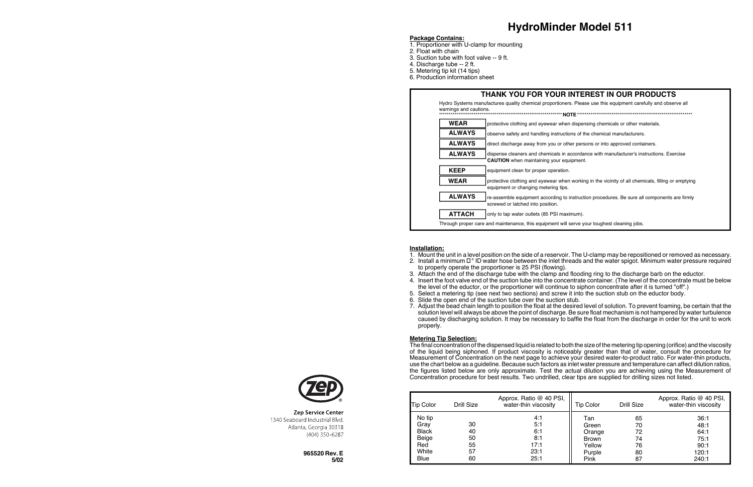# HydroMinder Model 511

**Package Contains:**

1. Proportioner with U-clamp for mounting
2. Float with chain
3. Suction tube with foot valve -- 9 ft.
4. Discharge tube -- 2 ft.
5. Metering tip kit (14 tips)
6. Production information sheet

## THANK YOU FOR YOUR INTEREST IN OUR PRODUCTS

Hydro Systems manufactures quality chemical proportioners. Please use this equipment carefully and observe all warnings and cautions.

****************************** NOTE ******************************

| | |
|---|---|
| **WEAR** | protective clothing and eyewear when dispensing chemicals or other materials. |
| **ALWAYS** | observe safety and handling instructions of the chemical manufacturers. |
| **ALWAYS** | direct discharge away from you or other persons or into approved containers. |
| **ALWAYS** | dispense cleaners and chemicals in accordance with manufacturer's instructions. Exercise **CAUTION** when maintaining your equipment. |
| **KEEP** | equipment clean for proper operation. |
| **WEAR** | protective clothing and eyewear when working in the vicinity of all chemicals, filling or emptying equipment or changing metering tips. |
| **ALWAYS** | re-assemble equipment according to instruction procedures. Be sure all components are firmly screwed or latched into position. |
| **ATTACH** | only to tap water outlets (85 PSI maximum). |

Through proper care and maintenance, this equipment will serve your toughest cleaning jobs.

**Installation:**

1. Mount the unit in a level position on the side of a reservoir. The U-clamp may be repositioned or removed as necessary.
2. Install a minimum □" ID water hose between the inlet threads and the water spigot. Minimum water pressure required to properly operate the proportioner is 25 PSI (flowing).
3. Attach the end of the discharge tube with the clamp and flooding ring to the discharge barb on the eductor.
4. Insert the foot valve end of the suction tube into the concentrate container. (The level of the concentrate must be below the level of the eductor, or the proportioner will continue to siphon concentrate after it is turned "off".)
5. Select a metering tip (see next two sections) and screw it into the suction stub on the eductor body.
6. Slide the open end of the suction tube over the suction stub.
7. Adjust the bead chain length to position the float at the desired level of solution. To prevent foaming, be certain that the solution level will always be above the point of discharge. Be sure float mechanism is not hampered by water turbulence caused by discharging solution. It may be necessary to baffle the float from the discharge in order for the unit to work properly.

**Metering Tip Selection:**

The final concentration of the dispensed liquid is related to both the size of the metering tip opening (orifice) and the viscosity of the liquid being siphoned. If product viscosity is noticeably greater than that of water, consult the procedure for Measurement of Concentration on the next page to achieve your desired water-to-product ratio. For water-thin products, use the chart below as a guideline. Because such factors as inlet water pressure and temperature can affect dilution ratios, the figures listed below are only approximate. Test the actual dilution you are achieving using the Measurement of Concentration procedure for best results. Two undrilled, clear tips are supplied for drilling sizes not listed.

| Tip Color | Drill Size | Approx. Ratio @ 40 PSI, water-thin viscosity | Tip Color | Drill Size | Approx. Ratio @ 40 PSI, water-thin viscosity |
|---|---|---|---|---|---|
| No tip | | 4:1 | Tan | 65 | 36:1 |
| Gray | 30 | 5:1 | Green | 70 | 48:1 |
| Black | 40 | 6:1 | Orange | 72 | 64:1 |
| Beige | 50 | 8:1 | Brown | 74 | 75:1 |
| Red | 55 | 17:1 | Yellow | 76 | 90:1 |
| White | 57 | 23:1 | Purple | 80 | 120:1 |
| Blue | 60 | 25:1 | Pink | 87 | 240:1 |

Zep®

**Zep Service Center**
1340 Seaboard Industrial Blvd.
Atlanta, Georgia 30318
(404) 350-6287

**965520 Rev. E**
**5/02**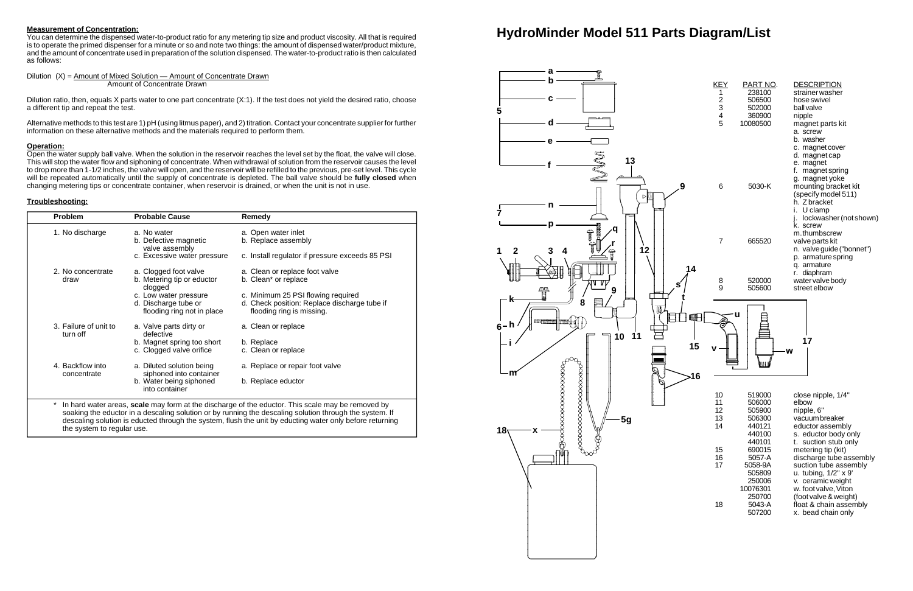### Measurement of Concentration:

You can determine the dispensed water-to-product ratio for any metering tip size and product viscosity. All that is required is to operate the primed dispenser for a minute or so and note two things: the amount of dispensed water/product mixture, and the amount of concentrate used in preparation of the solution dispensed. The water-to-product ratio is then calculated as follows:

$$\text{Dilution } (X) = \frac{\text{Amount of Mixed Solution — Amount of Concentrate Drawn}}{\text{Amount of Concentrate Drawn}}$$

Dilution ratio, then, equals X parts water to one part concentrate (X:1). If the test does not yield the desired ratio, choose a different tip and repeat the test.

Alternative methods to this test are 1) pH (using litmus paper), and 2) titration. Contact your concentrate supplier for further information on these alternative methods and the materials required to perform them.

### Operation:

Open the water supply ball valve. When the solution in the reservoir reaches the level set by the float, the valve will close. This will stop the water flow and siphoning of concentrate. When withdrawal of solution from the reservoir causes the level to drop more than 1-1/2 inches, the valve will open, and the reservoir will be refilled to the previous, pre-set level. This cycle will be repeated automatically until the supply of concentrate is depleted. The ball valve should be **fully closed** when changing metering tips or concentrate container, when reservoir is drained, or when the unit is not in use.

### Troubleshooting:

| Problem | Probable Cause | Remedy |
|---|---|---|
| 1. No discharge | a. No water | a. Open water inlet |
| | b. Defective magnetic valve assembly | b. Replace assembly |
| | c. Excessive water pressure | c. Install regulator if pressure exceeds 85 PSI |
| 2. No concentrate draw | a. Clogged foot valve | a. Clean or replace foot valve |
| | b. Metering tip or eductor clogged | b. Clean* or replace |
| | c. Low water pressure | c. Minimum 25 PSI flowing required |
| | d. Discharge tube or flooding ring not in place | d. Check position: Replace discharge tube if flooding ring is missing. |
| 3. Failure of unit to turn off | a. Valve parts dirty or defective | a. Clean or replace |
| | b. Magnet spring too short | b. Replace |
| | c. Clogged valve orifice | c. Clean or replace |
| 4. Backflow into concentrate | a. Diluted solution being siphoned into container | a. Replace or repair foot valve |
| | b. Water being siphoned into container | b. Replace eductor |

\* In hard water areas, **scale** may form at the discharge of the eductor. This scale may be removed by soaking the eductor in a descaling solution or by running the descaling solution through the system. If descaling solution is educted through the system, flush the unit by educting water only before returning the system to regular use.

# HydroMinder Model 511 Parts Diagram/List

| KEY | PART NO. | DESCRIPTION |
|---|---|---|
| 1 | 238100 | strainer washer |
| 2 | 506500 | hose swivel |
| 3 | 502000 | ball valve |
| 4 | 360900 | nipple |
| 5 | 10080500 | magnet parts kit |
| | | a. screw |
| | | b. washer |
| | | c. magnet cover |
| | | d. magnet cap |
| | | e. magnet |
| | | f. magnet spring |
| | | g. magnet yoke |
| 6 | 5030-K | mounting bracket kit (specify model 511) |
| | | h. Z bracket |
| | | i. U clamp |
| | | j. lockwasher (not shown) |
| | | k. screw |
| | | m. thumbscrew |
| 7 | 665520 | valve parts kit |
| | | n. valve guide ("bonnet") |
| | | p. armature spring |
| | | q. armature |
| | | r. diaphram |
| 8 | 520000 | water valve body |
| 9 | 505600 | street elbow |
| 10 | 519000 | close nipple, 1/4" |
| 11 | 506000 | elbow |
| 12 | 505900 | nipple, 6" |
| 13 | 506300 | vacuum breaker |
| 14 | 440121 | eductor assembly |
| | 440100 | s. eductor body only |
| | 440101 | t. suction stub only |
| 15 | 690015 | metering tip (kit) |
| 16 | 5057-A | discharge tube assembly |
| 17 | 5058-9A | suction tube assembly |
| | 505809 | u. tubing, 1/2" x 9' |
| | 250006 | v. ceramic weight |
| | 10076301 | w. foot valve, Viton |
| | 250700 | (foot valve & weight) |
| 18 | 5043-A | float & chain assembly |
| | 507200 | x. bead chain only |